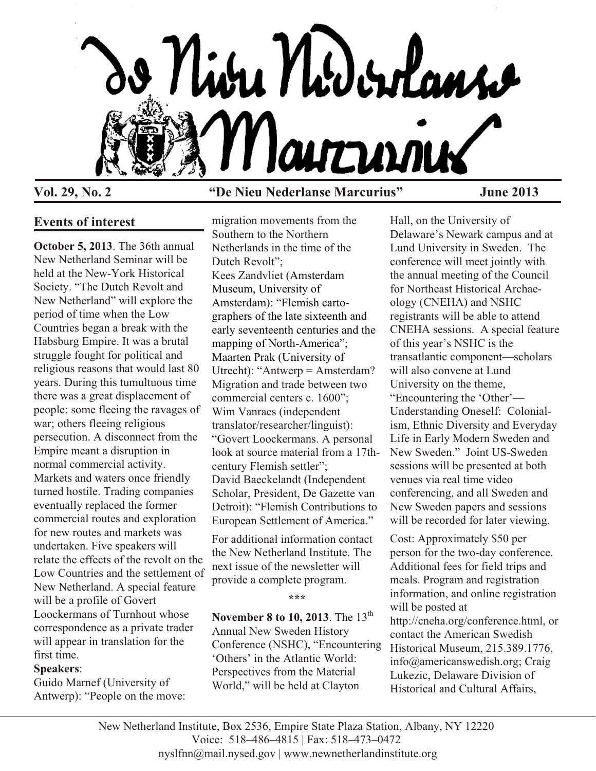# De Nieu Nederlanse Marcurius

**Vol. 29, No. 2** **"De Nieu Nederlanse Marcurius"** **June 2013**

## Events of interest

**October 5, 2013**. The 36th annual New Netherland Seminar will be held at the New-York Historical Society. "The Dutch Revolt and New Netherland" will explore the period of time when the Low Countries began a break with the Habsburg Empire. It was a brutal struggle fought for political and religious reasons that would last 80 years. During this tumultuous time there was a great displacement of people: some fleeing the ravages of war; others fleeing religious persecution. A disconnect from the Empire meant a disruption in normal commercial activity. Markets and waters once friendly turned hostile. Trading companies eventually replaced the former commercial routes and exploration for new routes and markets was undertaken. Five speakers will relate the effects of the revolt on the Low Countries and the settlement of New Netherland. A special feature will be a profile of Govert Loockermans of Turnhout whose correspondence as a private trader will appear in translation for the first time.

**Speakers**:

Guido Marnef (University of Antwerp): "People on the move: migration movements from the Southern to the Northern Netherlands in the time of the Dutch Revolt";
Kees Zandvliet (Amsterdam Museum, University of Amsterdam): "Flemish cartographers of the late sixteenth and early seventeenth centuries and the mapping of North-America";
Maarten Prak (University of Utrecht): "Antwerp = Amsterdam? Migration and trade between two commercial centers c. 1600";
Wim Vanraes (independent translator/researcher/linguist): "Govert Loockermans. A personal look at source material from a 17th-century Flemish settler";
David Baeckelandt (Independent Scholar, President, De Gazette van Detroit): "Flemish Contributions to European Settlement of America."

For additional information contact the New Netherland Institute. The next issue of the newsletter will provide a complete program.

\*\*\*

**November 8 to 10, 2013**. The 13th Annual New Sweden History Conference (NSHC), "Encountering 'Others' in the Atlantic World: Perspectives from the Material World," will be held at Clayton Hall, on the University of Delaware's Newark campus and at Lund University in Sweden. The conference will meet jointly with the annual meeting of the Council for Northeast Historical Archaeology (CNEHA) and NSHC registrants will be able to attend CNEHA sessions. A special feature of this year's NSHC is the transatlantic component—scholars will also convene at Lund University on the theme, "Encountering the 'Other'—Understanding Oneself: Colonialism, Ethnic Diversity and Everyday Life in Early Modern Sweden and New Sweden." Joint US-Sweden sessions will be presented at both venues via real time video conferencing, and all Sweden and New Sweden papers and sessions will be recorded for later viewing.

Cost: Approximately $50 per person for the two-day conference. Additional fees for field trips and meals. Program and registration information, and online registration will be posted at http://cneha.org/conference.html, or contact the American Swedish Historical Museum, 215.389.1776, info@americanswedish.org; Craig Lukezic, Delaware Division of Historical and Cultural Affairs,

New Netherland Institute, Box 2536, Empire State Plaza Station, Albany, NY 12220
Voice: 518–486–4815 | Fax: 518–473–0472
nyslfnn@mail.nysed.gov | www.newnetherlandinstitute.org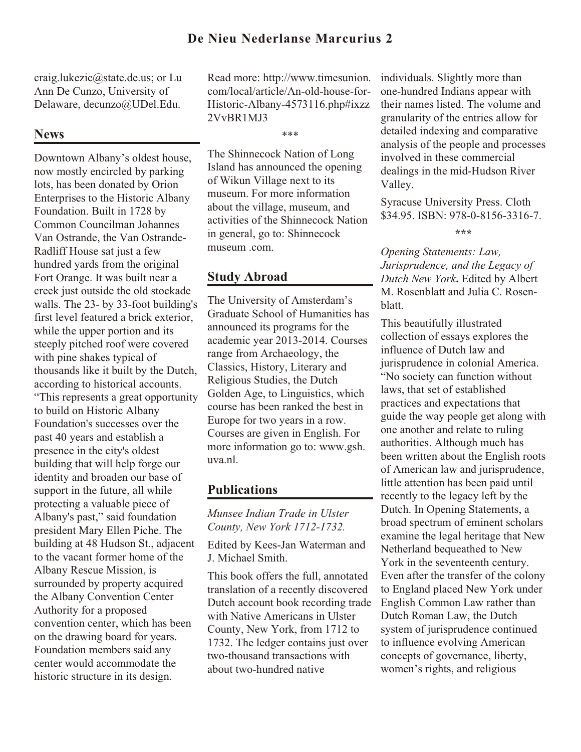craig.lukezic@state.de.us; or Lu Ann De Cunzo, University of Delaware, decunzo@UDel.Edu.

## News

Downtown Albany's oldest house, now mostly encircled by parking lots, has been donated by Orion Enterprises to the Historic Albany Foundation. Built in 1728 by Common Councilman Johannes Van Ostrande, the Van Ostrande-Radliff House sat just a few hundred yards from the original Fort Orange. It was built near a creek just outside the old stockade walls. The 23- by 33-foot building's first level featured a brick exterior, while the upper portion and its steeply pitched roof were covered with pine shakes typical of thousands like it built by the Dutch, according to historical accounts. "This represents a great opportunity to build on Historic Albany Foundation's successes over the past 40 years and establish a presence in the city's oldest building that will help forge our identity and broaden our base of support in the future, all while protecting a valuable piece of Albany's past," said foundation president Mary Ellen Piche. The building at 48 Hudson St., adjacent to the vacant former home of the Albany Rescue Mission, is surrounded by property acquired the Albany Convention Center Authority for a proposed convention center, which has been on the drawing board for years. Foundation members said any center would accommodate the historic structure in its design.

Read more: http://www.timesunion.com/local/article/An-old-house-for-Historic-Albany-4573116.php#ixzz2VvBR1MJ3

***

The Shinnecock Nation of Long Island has announced the opening of Wikun Village next to its museum. For more information about the village, museum, and activities of the Shinnecock Nation in general, go to: Shinnecock museum .com.

## Study Abroad

The University of Amsterdam's Graduate School of Humanities has announced its programs for the academic year 2013-2014. Courses range from Archaeology, the Classics, History, Literary and Religious Studies, the Dutch Golden Age, to Linguistics, which course has been ranked the best in Europe for two years in a row. Courses are given in English. For more information go to: www.gsh.uva.nl.

## Publications

*Munsee Indian Trade in Ulster County, New York 1712-1732.*

Edited by Kees-Jan Waterman and J. Michael Smith.

This book offers the full, annotated translation of a recently discovered Dutch account book recording trade with Native Americans in Ulster County, New York, from 1712 to 1732. The ledger contains just over two-thousand transactions with about two-hundred native individuals. Slightly more than one-hundred Indians appear with their names listed. The volume and granularity of the entries allow for detailed indexing and comparative analysis of the people and processes involved in these commercial dealings in the mid-Hudson River Valley.

Syracuse University Press. Cloth $34.95. ISBN: 978-0-8156-3316-7.

***

*Opening Statements: Law, Jurisprudence, and the Legacy of Dutch New York***.** Edited by Albert M. Rosenblatt and Julia C. Rosenblatt.

This beautifully illustrated collection of essays explores the influence of Dutch law and jurisprudence in colonial America. "No society can function without laws, that set of established practices and expectations that guide the way people get along with one another and relate to ruling authorities. Although much has been written about the English roots of American law and jurisprudence, little attention has been paid until recently to the legacy left by the Dutch. In Opening Statements, a broad spectrum of eminent scholars examine the legal heritage that New Netherland bequeathed to New York in the seventeenth century. Even after the transfer of the colony to England placed New York under English Common Law rather than Dutch Roman Law, the Dutch system of jurisprudence continued to influence evolving American concepts of governance, liberty, women's rights, and religious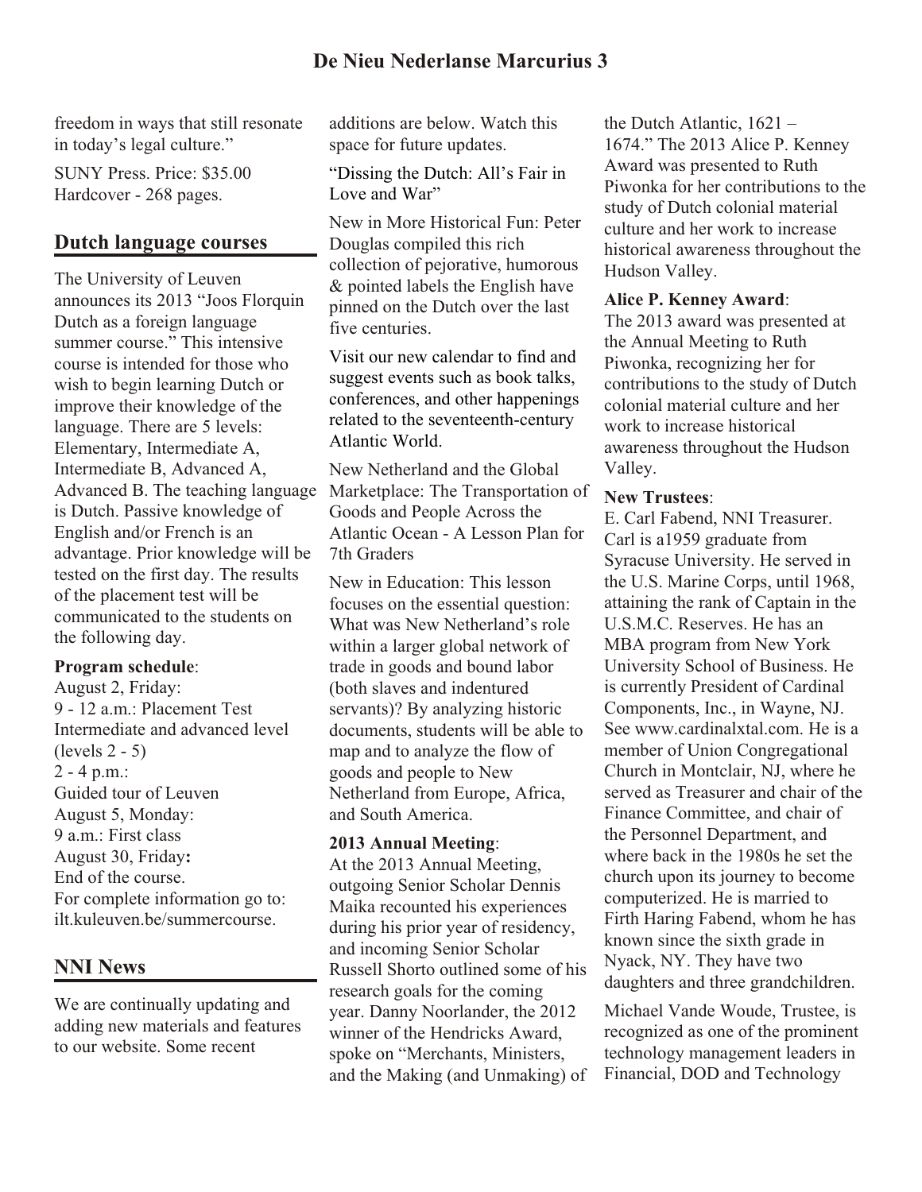freedom in ways that still resonate in today's legal culture."

SUNY Press. Price: $35.00 Hardcover - 268 pages.

## Dutch language courses

The University of Leuven announces its 2013 "Joos Florquin Dutch as a foreign language summer course." This intensive course is intended for those who wish to begin learning Dutch or improve their knowledge of the language. There are 5 levels: Elementary, Intermediate A, Intermediate B, Advanced A, Advanced B. The teaching language is Dutch. Passive knowledge of English and/or French is an advantage. Prior knowledge will be tested on the first day. The results of the placement test will be communicated to the students on the following day.

**Program schedule**:
August 2, Friday:
9 - 12 a.m.: Placement Test Intermediate and advanced level (levels 2 - 5)
2 - 4 p.m.:
Guided tour of Leuven
August 5, Monday:
9 a.m.: First class
August 30, Friday**:**
End of the course.
For complete information go to: ilt.kuleuven.be/summercourse.

## NNI News

We are continually updating and adding new materials and features to our website. Some recent additions are below. Watch this space for future updates.

"Dissing the Dutch: All's Fair in Love and War"

New in More Historical Fun: Peter Douglas compiled this rich collection of pejorative, humorous & pointed labels the English have pinned on the Dutch over the last five centuries.

Visit our new calendar to find and suggest events such as book talks, conferences, and other happenings related to the seventeenth-century Atlantic World.

New Netherland and the Global Marketplace: The Transportation of Goods and People Across the Atlantic Ocean - A Lesson Plan for 7th Graders

New in Education: This lesson focuses on the essential question: What was New Netherland's role within a larger global network of trade in goods and bound labor (both slaves and indentured servants)? By analyzing historic documents, students will be able to map and to analyze the flow of goods and people to New Netherland from Europe, Africa, and South America.

**2013 Annual Meeting**:
At the 2013 Annual Meeting, outgoing Senior Scholar Dennis Maika recounted his experiences during his prior year of residency, and incoming Senior Scholar Russell Shorto outlined some of his research goals for the coming year. Danny Noorlander, the 2012 winner of the Hendricks Award, spoke on "Merchants, Ministers, and the Making (and Unmaking) of the Dutch Atlantic, 1621 – 1674." The 2013 Alice P. Kenney Award was presented to Ruth Piwonka for her contributions to the study of Dutch colonial material culture and her work to increase historical awareness throughout the Hudson Valley.

**Alice P. Kenney Award**:
The 2013 award was presented at the Annual Meeting to Ruth Piwonka, recognizing her for contributions to the study of Dutch colonial material culture and her work to increase historical awareness throughout the Hudson Valley.

**New Trustees**:
E. Carl Fabend, NNI Treasurer. Carl is a1959 graduate from Syracuse University. He served in the U.S. Marine Corps, until 1968, attaining the rank of Captain in the U.S.M.C. Reserves. He has an MBA program from New York University School of Business. He is currently President of Cardinal Components, Inc., in Wayne, NJ. See www.cardinalxtal.com. He is a member of Union Congregational Church in Montclair, NJ, where he served as Treasurer and chair of the Finance Committee, and chair of the Personnel Department, and where back in the 1980s he set the church upon its journey to become computerized. He is married to Firth Haring Fabend, whom he has known since the sixth grade in Nyack, NY. They have two daughters and three grandchildren.

Michael Vande Woude, Trustee, is recognized as one of the prominent technology management leaders in Financial, DOD and Technology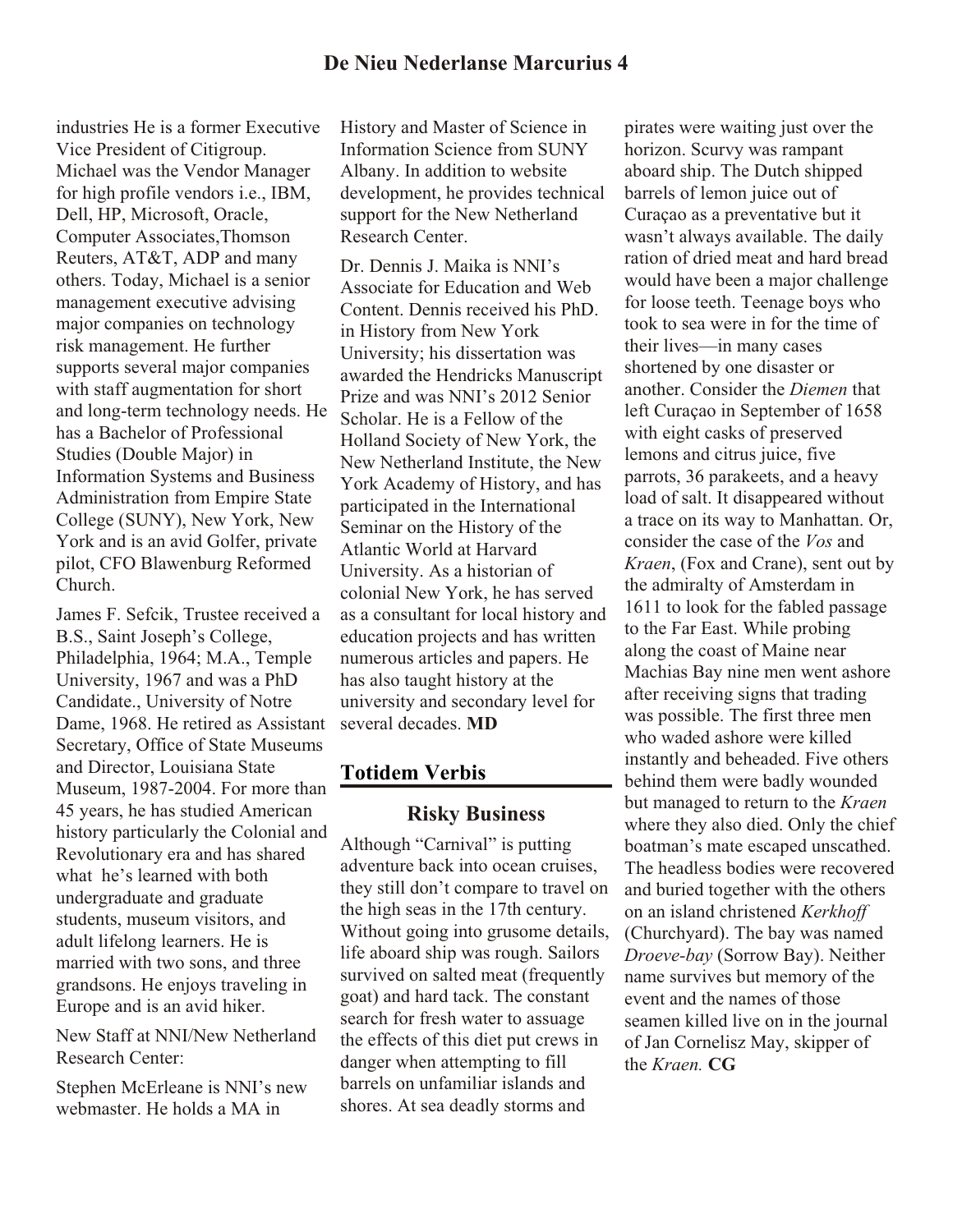industries He is a former Executive Vice President of Citigroup. Michael was the Vendor Manager for high profile vendors i.e., IBM, Dell, HP, Microsoft, Oracle, Computer Associates,Thomson Reuters, AT&T, ADP and many others. Today, Michael is a senior management executive advising major companies on technology risk management. He further supports several major companies with staff augmentation for short and long-term technology needs. He has a Bachelor of Professional Studies (Double Major) in Information Systems and Business Administration from Empire State College (SUNY), New York, New York and is an avid Golfer, private pilot, CFO Blawenburg Reformed Church.

James F. Sefcik, Trustee received a B.S., Saint Joseph's College, Philadelphia, 1964; M.A., Temple University, 1967 and was a PhD Candidate., University of Notre Dame, 1968. He retired as Assistant Secretary, Office of State Museums and Director, Louisiana State Museum, 1987-2004. For more than 45 years, he has studied American history particularly the Colonial and Revolutionary era and has shared what he's learned with both undergraduate and graduate students, museum visitors, and adult lifelong learners. He is married with two sons, and three grandsons. He enjoys traveling in Europe and is an avid hiker.

New Staff at NNI/New Netherland Research Center:

Stephen McErleane is NNI's new webmaster. He holds a MA in History and Master of Science in Information Science from SUNY Albany. In addition to website development, he provides technical support for the New Netherland Research Center.

Dr. Dennis J. Maika is NNI's Associate for Education and Web Content. Dennis received his PhD. in History from New York University; his dissertation was awarded the Hendricks Manuscript Prize and was NNI's 2012 Senior Scholar. He is a Fellow of the Holland Society of New York, the New Netherland Institute, the New York Academy of History, and has participated in the International Seminar on the History of the Atlantic World at Harvard University. As a historian of colonial New York, he has served as a consultant for local history and education projects and has written numerous articles and papers. He has also taught history at the university and secondary level for several decades. **MD**

## Totidem Verbis

### Risky Business

Although "Carnival" is putting adventure back into ocean cruises, they still don't compare to travel on the high seas in the 17th century. Without going into grusome details, life aboard ship was rough. Sailors survived on salted meat (frequently goat) and hard tack. The constant search for fresh water to assuage the effects of this diet put crews in danger when attempting to fill barrels on unfamiliar islands and shores. At sea deadly storms and pirates were waiting just over the horizon. Scurvy was rampant aboard ship. The Dutch shipped barrels of lemon juice out of Curaçao as a preventative but it wasn't always available. The daily ration of dried meat and hard bread would have been a major challenge for loose teeth. Teenage boys who took to sea were in for the time of their lives—in many cases shortened by one disaster or another. Consider the *Diemen* that left Curaçao in September of 1658 with eight casks of preserved lemons and citrus juice, five parrots, 36 parakeets, and a heavy load of salt. It disappeared without a trace on its way to Manhattan. Or, consider the case of the *Vos* and *Kraen*, (Fox and Crane), sent out by the admiralty of Amsterdam in 1611 to look for the fabled passage to the Far East. While probing along the coast of Maine near Machias Bay nine men went ashore after receiving signs that trading was possible. The first three men who waded ashore were killed instantly and beheaded. Five others behind them were badly wounded but managed to return to the *Kraen* where they also died. Only the chief boatman's mate escaped unscathed. The headless bodies were recovered and buried together with the others on an island christened *Kerkhoff* (Churchyard). The bay was named *Droeve-bay* (Sorrow Bay). Neither name survives but memory of the event and the names of those seamen killed live on in the journal of Jan Cornelisz May, skipper of the *Kraen.* **CG**